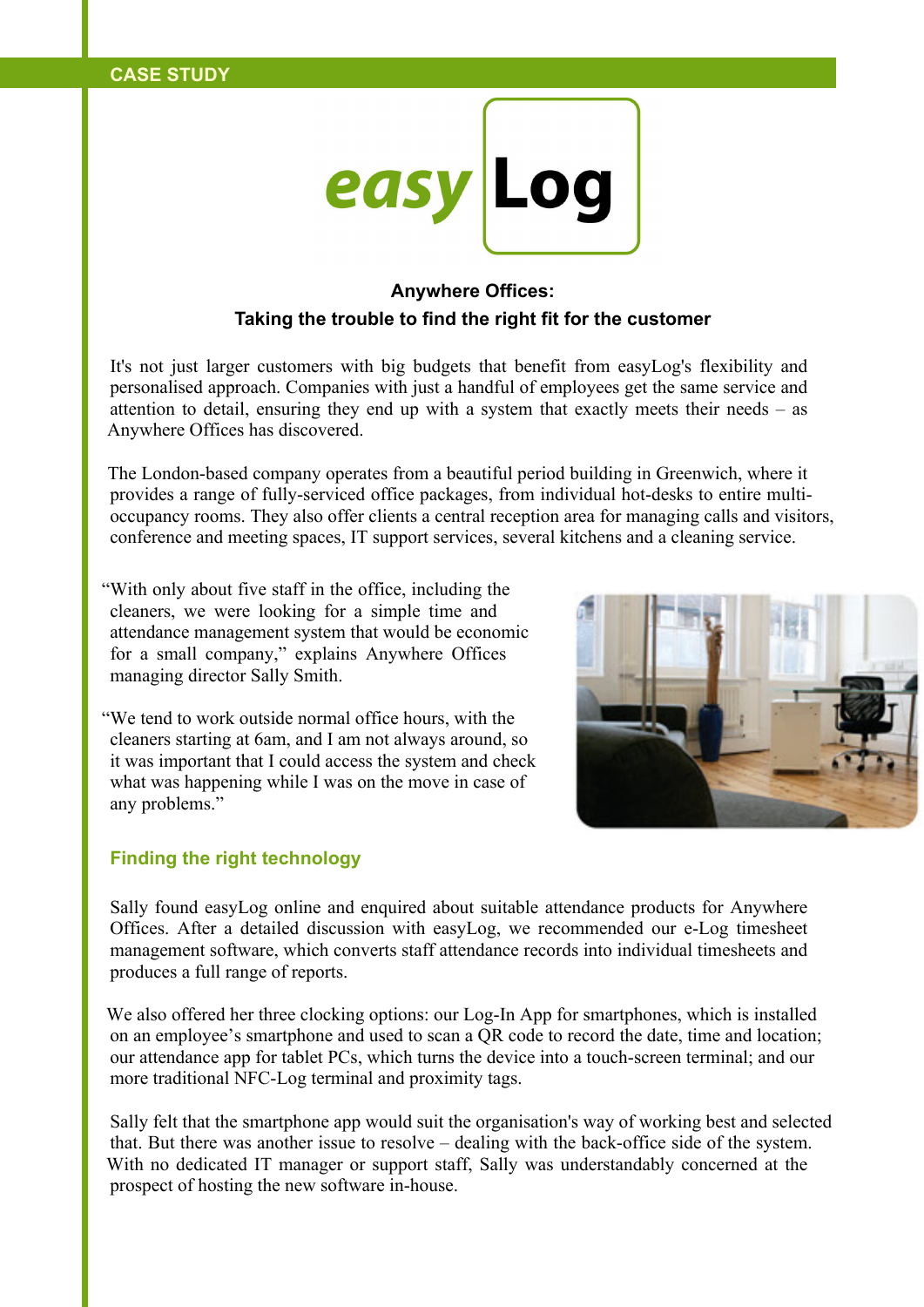CASE STUDY

easy Log

## Anywhere Offices:
## Taking the trouble to find the right fit for the customer

It's not just larger customers with big budgets that benefit from easyLog's flexibility and personalised approach. Companies with just a handful of employees get the same service and attention to detail, ensuring they end up with a system that exactly meets their needs – as Anywhere Offices has discovered.

The London-based company operates from a beautiful period building in Greenwich, where it provides a range of fully-serviced office packages, from individual hot-desks to entire multi-occupancy rooms. They also offer clients a central reception area for managing calls and visitors, conference and meeting spaces, IT support services, several kitchens and a cleaning service.

“With only about five staff in the office, including the cleaners, we were looking for a simple time and attendance management system that would be economic for a small company,” explains Anywhere Offices managing director Sally Smith.

“We tend to work outside normal office hours, with the cleaners starting at 6am, and I am not always around, so it was important that I could access the system and check what was happening while I was on the move in case of any problems.”

### Finding the right technology

Sally found easyLog online and enquired about suitable attendance products for Anywhere Offices. After a detailed discussion with easyLog, we recommended our e-Log timesheet management software, which converts staff attendance records into individual timesheets and produces a full range of reports.

We also offered her three clocking options: our Log-In App for smartphones, which is installed on an employee’s smartphone and used to scan a QR code to record the date, time and location; our attendance app for tablet PCs, which turns the device into a touch-screen terminal; and our more traditional NFC-Log terminal and proximity tags.

Sally felt that the smartphone app would suit the organisation's way of working best and selected that. But there was another issue to resolve – dealing with the back-office side of the system. With no dedicated IT manager or support staff, Sally was understandably concerned at the prospect of hosting the new software in-house.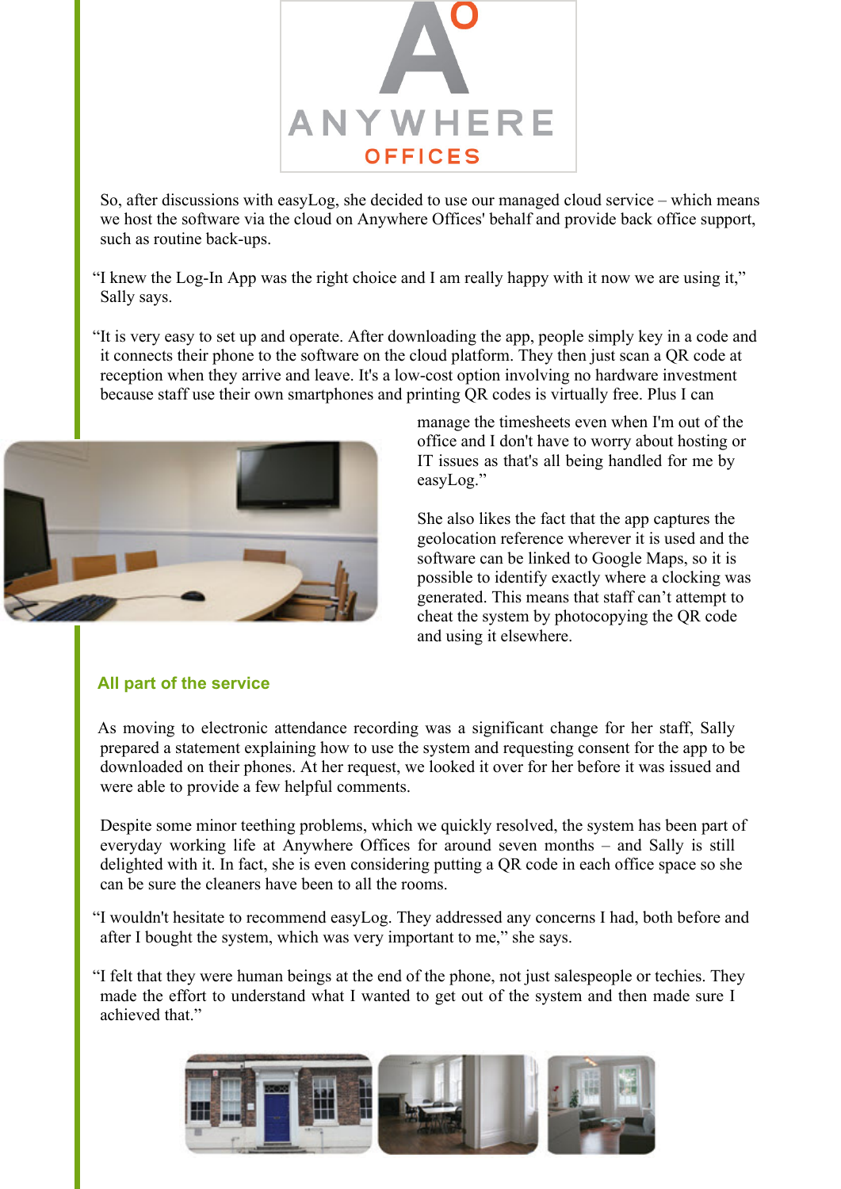So, after discussions with easyLog, she decided to use our managed cloud service – which means we host the software via the cloud on Anywhere Offices' behalf and provide back office support, such as routine back-ups.

“I knew the Log-In App was the right choice and I am really happy with it now we are using it,” Sally says.

“It is very easy to set up and operate. After downloading the app, people simply key in a code and it connects their phone to the software on the cloud platform. They then just scan a QR code at reception when they arrive and leave. It's a low-cost option involving no hardware investment because staff use their own smartphones and printing QR codes is virtually free. Plus I can manage the timesheets even when I'm out of the office and I don't have to worry about hosting or IT issues as that's all being handled for me by easyLog.”

She also likes the fact that the app captures the geolocation reference wherever it is used and the software can be linked to Google Maps, so it is possible to identify exactly where a clocking was generated. This means that staff can’t attempt to cheat the system by photocopying the QR code and using it elsewhere.

### All part of the service

As moving to electronic attendance recording was a significant change for her staff, Sally prepared a statement explaining how to use the system and requesting consent for the app to be downloaded on their phones. At her request, we looked it over for her before it was issued and were able to provide a few helpful comments.

Despite some minor teething problems, which we quickly resolved, the system has been part of everyday working life at Anywhere Offices for around seven months – and Sally is still delighted with it. In fact, she is even considering putting a QR code in each office space so she can be sure the cleaners have been to all the rooms.

“I wouldn't hesitate to recommend easyLog. They addressed any concerns I had, both before and after I bought the system, which was very important to me,” she says.

“I felt that they were human beings at the end of the phone, not just salespeople or techies. They made the effort to understand what I wanted to get out of the system and then made sure I achieved that.”